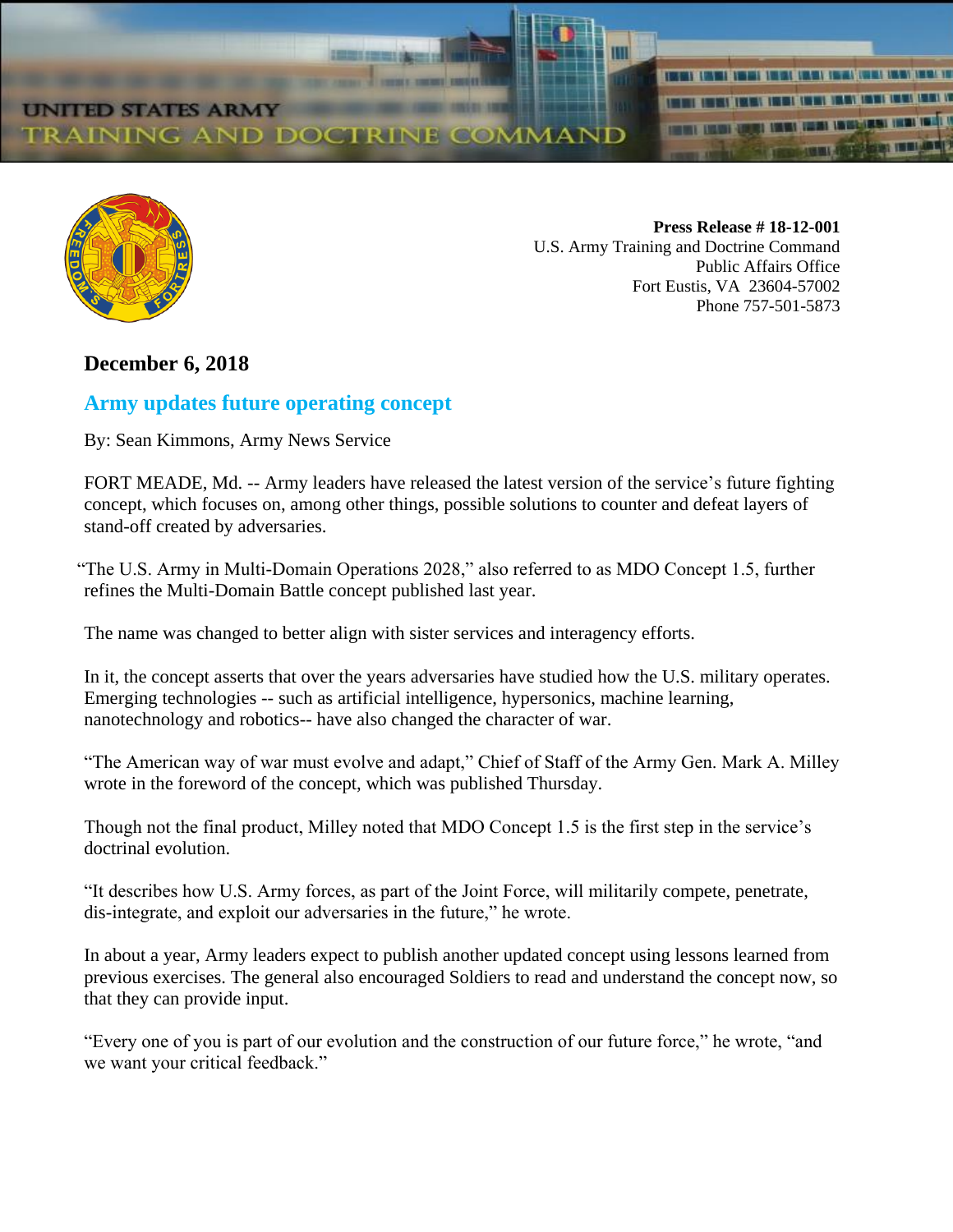UNITED STATES ARMY
TRAINING AND DOCTRINE COMMAND

**Press Release # 18-12-001**
U.S. Army Training and Doctrine Command
Public Affairs Office
Fort Eustis, VA 23604-57002
Phone 757-501-5873

**December 6, 2018**

## Army updates future operating concept

By: Sean Kimmons, Army News Service

FORT MEADE, Md. -- Army leaders have released the latest version of the service's future fighting concept, which focuses on, among other things, possible solutions to counter and defeat layers of stand-off created by adversaries.

"The U.S. Army in Multi-Domain Operations 2028," also referred to as MDO Concept 1.5, further refines the Multi-Domain Battle concept published last year.

The name was changed to better align with sister services and interagency efforts.

In it, the concept asserts that over the years adversaries have studied how the U.S. military operates. Emerging technologies -- such as artificial intelligence, hypersonics, machine learning, nanotechnology and robotics-- have also changed the character of war.

"The American way of war must evolve and adapt," Chief of Staff of the Army Gen. Mark A. Milley wrote in the foreword of the concept, which was published Thursday.

Though not the final product, Milley noted that MDO Concept 1.5 is the first step in the service's doctrinal evolution.

"It describes how U.S. Army forces, as part of the Joint Force, will militarily compete, penetrate, dis-integrate, and exploit our adversaries in the future," he wrote.

In about a year, Army leaders expect to publish another updated concept using lessons learned from previous exercises. The general also encouraged Soldiers to read and understand the concept now, so that they can provide input.

"Every one of you is part of our evolution and the construction of our future force," he wrote, "and we want your critical feedback."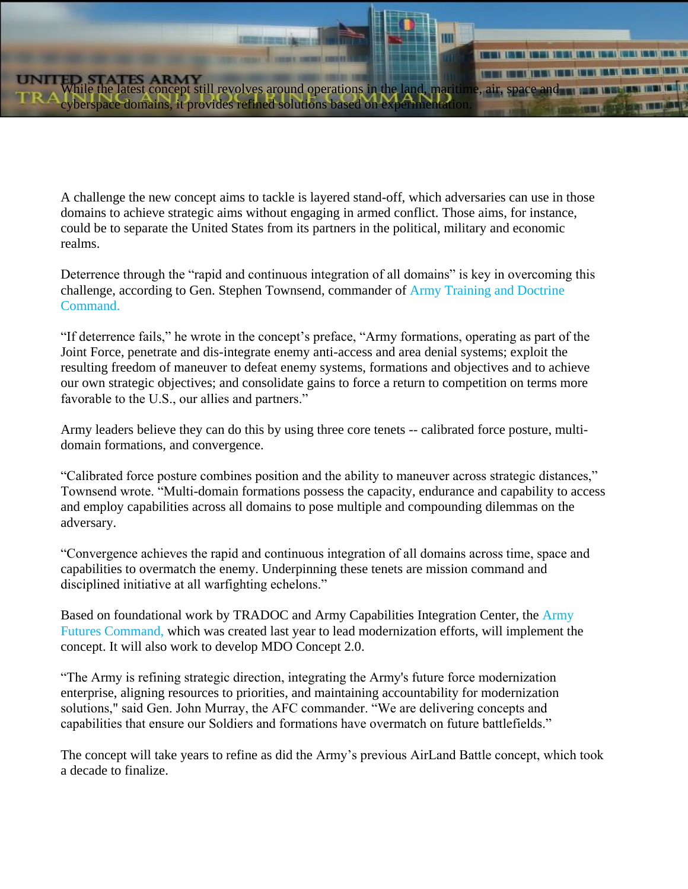While the latest concept still revolves around operations in the land, maritime, air, space and cyberspace domains, it provides refined solutions based on experimentation.

A challenge the new concept aims to tackle is layered stand-off, which adversaries can use in those domains to achieve strategic aims without engaging in armed conflict. Those aims, for instance, could be to separate the United States from its partners in the political, military and economic realms.

Deterrence through the "rapid and continuous integration of all domains" is key in overcoming this challenge, according to Gen. Stephen Townsend, commander of Army Training and Doctrine Command.

"If deterrence fails," he wrote in the concept's preface, "Army formations, operating as part of the Joint Force, penetrate and dis-integrate enemy anti-access and area denial systems; exploit the resulting freedom of maneuver to defeat enemy systems, formations and objectives and to achieve our own strategic objectives; and consolidate gains to force a return to competition on terms more favorable to the U.S., our allies and partners."

Army leaders believe they can do this by using three core tenets -- calibrated force posture, multi-domain formations, and convergence.

"Calibrated force posture combines position and the ability to maneuver across strategic distances," Townsend wrote. "Multi-domain formations possess the capacity, endurance and capability to access and employ capabilities across all domains to pose multiple and compounding dilemmas on the adversary.

"Convergence achieves the rapid and continuous integration of all domains across time, space and capabilities to overmatch the enemy. Underpinning these tenets are mission command and disciplined initiative at all warfighting echelons."

Based on foundational work by TRADOC and Army Capabilities Integration Center, the Army Futures Command, which was created last year to lead modernization efforts, will implement the concept. It will also work to develop MDO Concept 2.0.

"The Army is refining strategic direction, integrating the Army's future force modernization enterprise, aligning resources to priorities, and maintaining accountability for modernization solutions," said Gen. John Murray, the AFC commander. "We are delivering concepts and capabilities that ensure our Soldiers and formations have overmatch on future battlefields."

The concept will take years to refine as did the Army's previous AirLand Battle concept, which took a decade to finalize.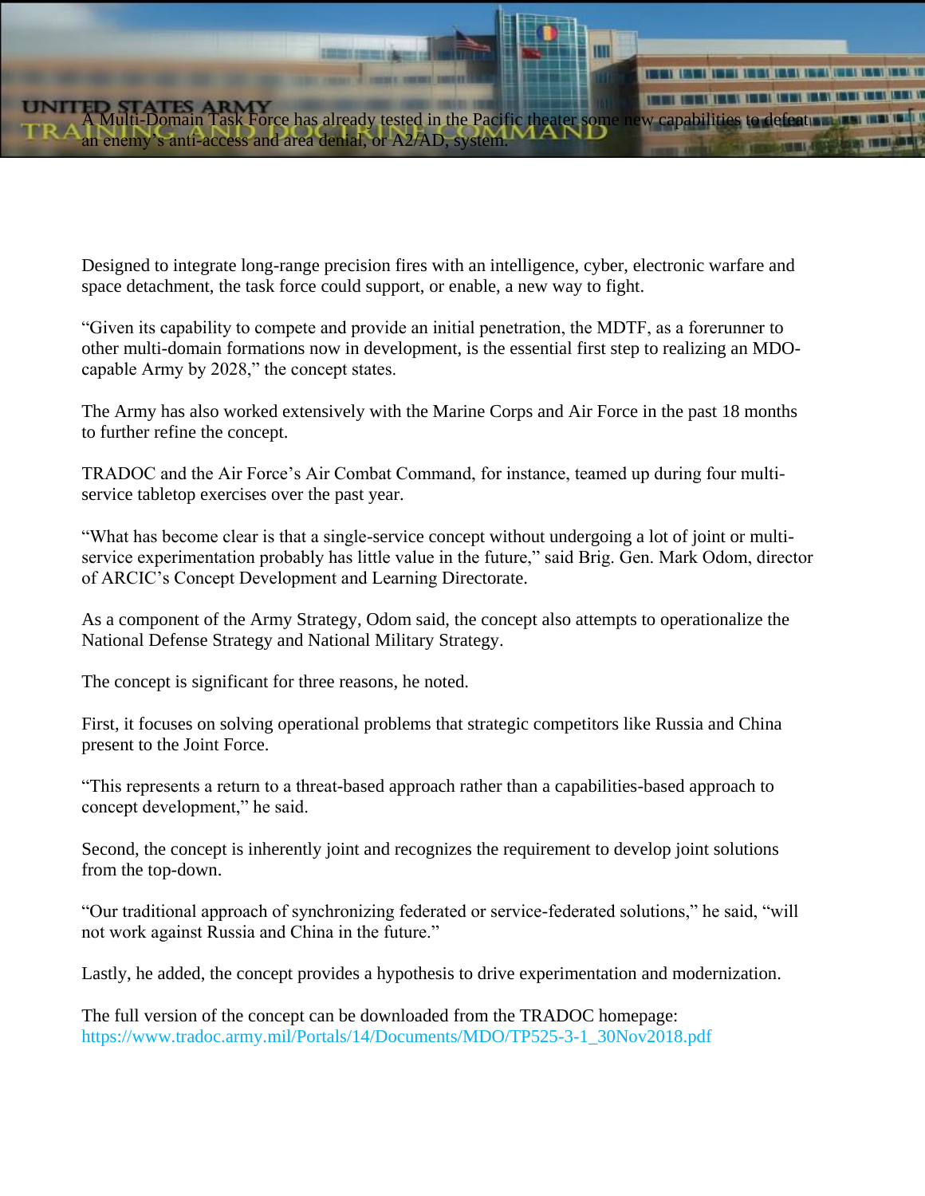A Multi-Domain Task Force has already tested in the Pacific theater some new capabilities to defeat an enemy's anti-access and area denial, or A2/AD, system.

Designed to integrate long-range precision fires with an intelligence, cyber, electronic warfare and space detachment, the task force could support, or enable, a new way to fight.

"Given its capability to compete and provide an initial penetration, the MDTF, as a forerunner to other multi-domain formations now in development, is the essential first step to realizing an MDO-capable Army by 2028," the concept states.

The Army has also worked extensively with the Marine Corps and Air Force in the past 18 months to further refine the concept.

TRADOC and the Air Force's Air Combat Command, for instance, teamed up during four multi-service tabletop exercises over the past year.

"What has become clear is that a single-service concept without undergoing a lot of joint or multi-service experimentation probably has little value in the future," said Brig. Gen. Mark Odom, director of ARCIC's Concept Development and Learning Directorate.

As a component of the Army Strategy, Odom said, the concept also attempts to operationalize the National Defense Strategy and National Military Strategy.

The concept is significant for three reasons, he noted.

First, it focuses on solving operational problems that strategic competitors like Russia and China present to the Joint Force.

"This represents a return to a threat-based approach rather than a capabilities-based approach to concept development," he said.

Second, the concept is inherently joint and recognizes the requirement to develop joint solutions from the top-down.

"Our traditional approach of synchronizing federated or service-federated solutions," he said, "will not work against Russia and China in the future."

Lastly, he added, the concept provides a hypothesis to drive experimentation and modernization.

The full version of the concept can be downloaded from the TRADOC homepage: https://www.tradoc.army.mil/Portals/14/Documents/MDO/TP525-3-1_30Nov2018.pdf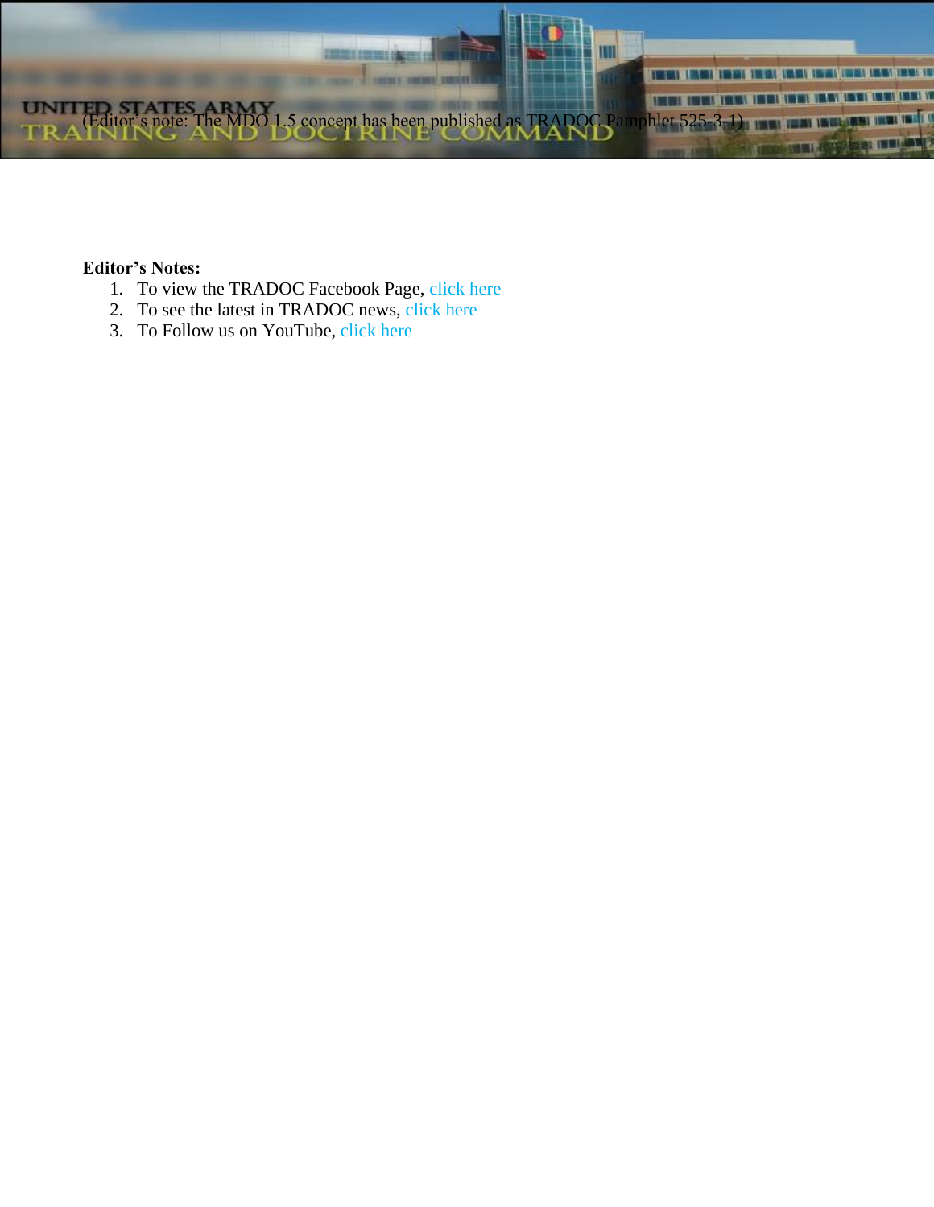(Editor's note: The MDO 1.5 concept has been published as TRADOC Pamphlet 525-3-1)

**Editor's Notes:**

1. To view the TRADOC Facebook Page, click here
2. To see the latest in TRADOC news, click here
3. To Follow us on YouTube, click here